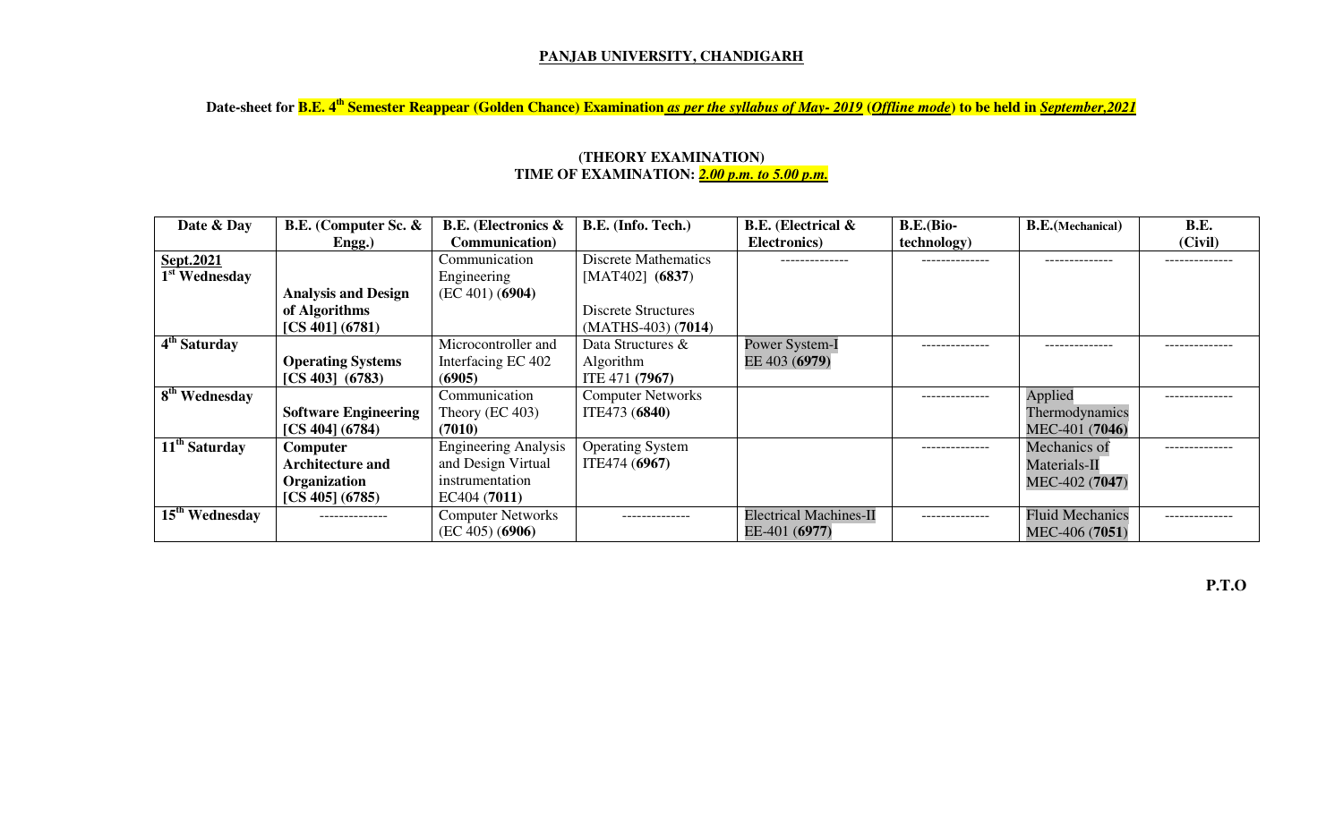**PANJAB UNIVERSITY, CHANDIGARH**

**Date-sheet for B.E. 4th Semester Reappear (Golden Chance) Examination *as per the syllabus of May- 2019* (*Offline mode*) to be held in *September,2021***

**(THEORY EXAMINATION)**
**TIME OF EXAMINATION: *2.00 p.m. to 5.00 p.m.***

| Date & Day | B.E. (Computer Sc. & Engg.) | B.E. (Electronics & Communication) | B.E. (Info. Tech.) | B.E. (Electrical & Electronics) | B.E.(Bio-technology) | B.E.(Mechanical) | B.E. (Civil) |
|---|---|---|---|---|---|---|---|
| **Sept.2021** 1st Wednesday | **Analysis and Design of Algorithms [CS 401] (6781)** | Communication Engineering (EC 401) (**6904**) | Discrete Mathematics [MAT402] (**6837**) Discrete Structures (MATHS-403) (**7014**) | -------------- | -------------- | -------------- | -------------- |
| **4th Saturday** | **Operating Systems [CS 403] (6783)** | Microcontroller and Interfacing EC 402 (**6905**) | Data Structures & Algorithm ITE 471 (**7967**) | Power System-I EE 403 (**6979**) | -------------- | -------------- | -------------- |
| **8th Wednesday** | **Software Engineering [CS 404] (6784)** | Communication Theory (EC 403) (**7010**) | Computer Networks ITE473 (**6840**) | | -------------- | Applied Thermodynamics MEC-401 (**7046**) | -------------- |
| **11th Saturday** | **Computer Architecture and Organization [CS 405] (6785)** | Engineering Analysis and Design Virtual instrumentation EC404 (**7011**) | Operating System ITE474 (**6967**) | | -------------- | Mechanics of Materials-II MEC-402 (**7047**) | -------------- |
| **15th Wednesday** | -------------- | Computer Networks (EC 405) (**6906**) | -------------- | Electrical Machines-II EE-401 (**6977**) | -------------- | Fluid Mechanics MEC-406 (**7051**) | -------------- |

**P.T.O**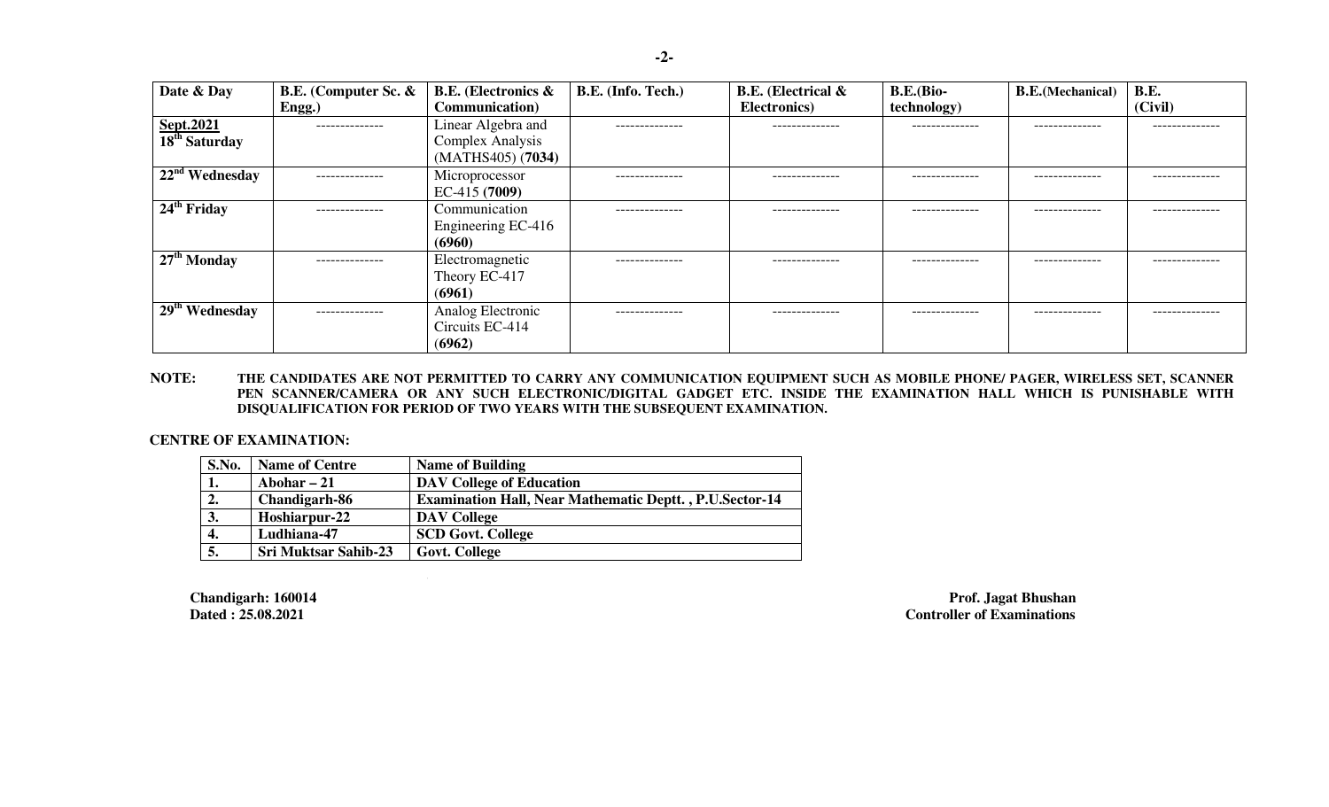| Date & Day | B.E. (Computer Sc. & Engg.) | B.E. (Electronics & Communication) | B.E. (Info. Tech.) | B.E. (Electrical & Electronics) | B.E.(Bio-technology) | B.E.(Mechanical) | B.E. (Civil) |
|---|---|---|---|---|---|---|---|
| **Sept.2021** **18th Saturday** | -------------- | Linear Algebra and Complex Analysis (MATHS405) (**7034**) | -------------- | -------------- | -------------- | -------------- | -------------- |
| **22nd Wednesday** | -------------- | Microprocessor EC-415 (**7009**) | -------------- | -------------- | -------------- | -------------- | -------------- |
| **24th Friday** | -------------- | Communication Engineering EC-416 (**6960**) | -------------- | -------------- | -------------- | -------------- | -------------- |
| **27th Monday** | -------------- | Electromagnetic Theory EC-417 (**6961**) | -------------- | -------------- | -------------- | -------------- | -------------- |
| **29th Wednesday** | -------------- | Analog Electronic Circuits EC-414 (**6962**) | -------------- | -------------- | -------------- | -------------- | -------------- |

**NOTE:** **THE CANDIDATES ARE NOT PERMITTED TO CARRY ANY COMMUNICATION EQUIPMENT SUCH AS MOBILE PHONE/ PAGER, WIRELESS SET, SCANNER PEN SCANNER/CAMERA OR ANY SUCH ELECTRONIC/DIGITAL GADGET ETC. INSIDE THE EXAMINATION HALL WHICH IS PUNISHABLE WITH DISQUALIFICATION FOR PERIOD OF TWO YEARS WITH THE SUBSEQUENT EXAMINATION.**

**CENTRE OF EXAMINATION:**

| S.No. | Name of Centre | Name of Building |
|---|---|---|
| **1.** | **Abohar – 21** | **DAV College of Education** |
| **2.** | **Chandigarh-86** | **Examination Hall, Near Mathematic Deptt. , P.U.Sector-14** |
| **3.** | **Hoshiarpur-22** | **DAV College** |
| **4.** | **Ludhiana-47** | **SCD Govt. College** |
| **5.** | **Sri Muktsar Sahib-23** | **Govt. College** |

**Chandigarh: 160014**
**Dated : 25.08.2021**

**Prof. Jagat Bhushan**
**Controller of Examinations**